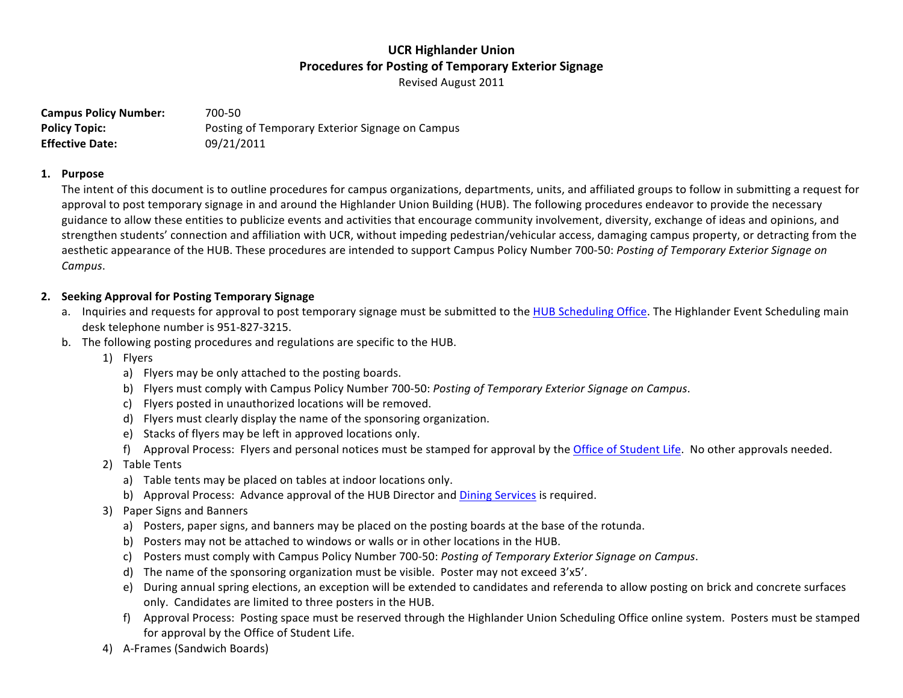# UCR Highlander Union
## Procedures for Posting of Temporary Exterior Signage

Revised August 2011

**Campus Policy Number:** 700-50
**Policy Topic:** Posting of Temporary Exterior Signage on Campus
**Effective Date:** 09/21/2011

1. **Purpose**

   The intent of this document is to outline procedures for campus organizations, departments, units, and affiliated groups to follow in submitting a request for approval to post temporary signage in and around the Highlander Union Building (HUB). The following procedures endeavor to provide the necessary guidance to allow these entities to publicize events and activities that encourage community involvement, diversity, exchange of ideas and opinions, and strengthen students' connection and affiliation with UCR, without impeding pedestrian/vehicular access, damaging campus property, or detracting from the aesthetic appearance of the HUB. These procedures are intended to support Campus Policy Number 700-50: *Posting of Temporary Exterior Signage on Campus*.

2. **Seeking Approval for Posting Temporary Signage**
   a. Inquiries and requests for approval to post temporary signage must be submitted to the HUB Scheduling Office. The Highlander Event Scheduling main desk telephone number is 951-827-3215.
   b. The following posting procedures and regulations are specific to the HUB.
      1) Flyers
         a) Flyers may be only attached to the posting boards.
         b) Flyers must comply with Campus Policy Number 700-50: *Posting of Temporary Exterior Signage on Campus*.
         c) Flyers posted in unauthorized locations will be removed.
         d) Flyers must clearly display the name of the sponsoring organization.
         e) Stacks of flyers may be left in approved locations only.
         f) Approval Process: Flyers and personal notices must be stamped for approval by the Office of Student Life. No other approvals needed.
      2) Table Tents
         a) Table tents may be placed on tables at indoor locations only.
         b) Approval Process: Advance approval of the HUB Director and Dining Services is required.
      3) Paper Signs and Banners
         a) Posters, paper signs, and banners may be placed on the posting boards at the base of the rotunda.
         b) Posters may not be attached to windows or walls or in other locations in the HUB.
         c) Posters must comply with Campus Policy Number 700-50: *Posting of Temporary Exterior Signage on Campus*.
         d) The name of the sponsoring organization must be visible. Poster may not exceed 3'x5'.
         e) During annual spring elections, an exception will be extended to candidates and referenda to allow posting on brick and concrete surfaces only. Candidates are limited to three posters in the HUB.
         f) Approval Process: Posting space must be reserved through the Highlander Union Scheduling Office online system. Posters must be stamped for approval by the Office of Student Life.
      4) A-Frames (Sandwich Boards)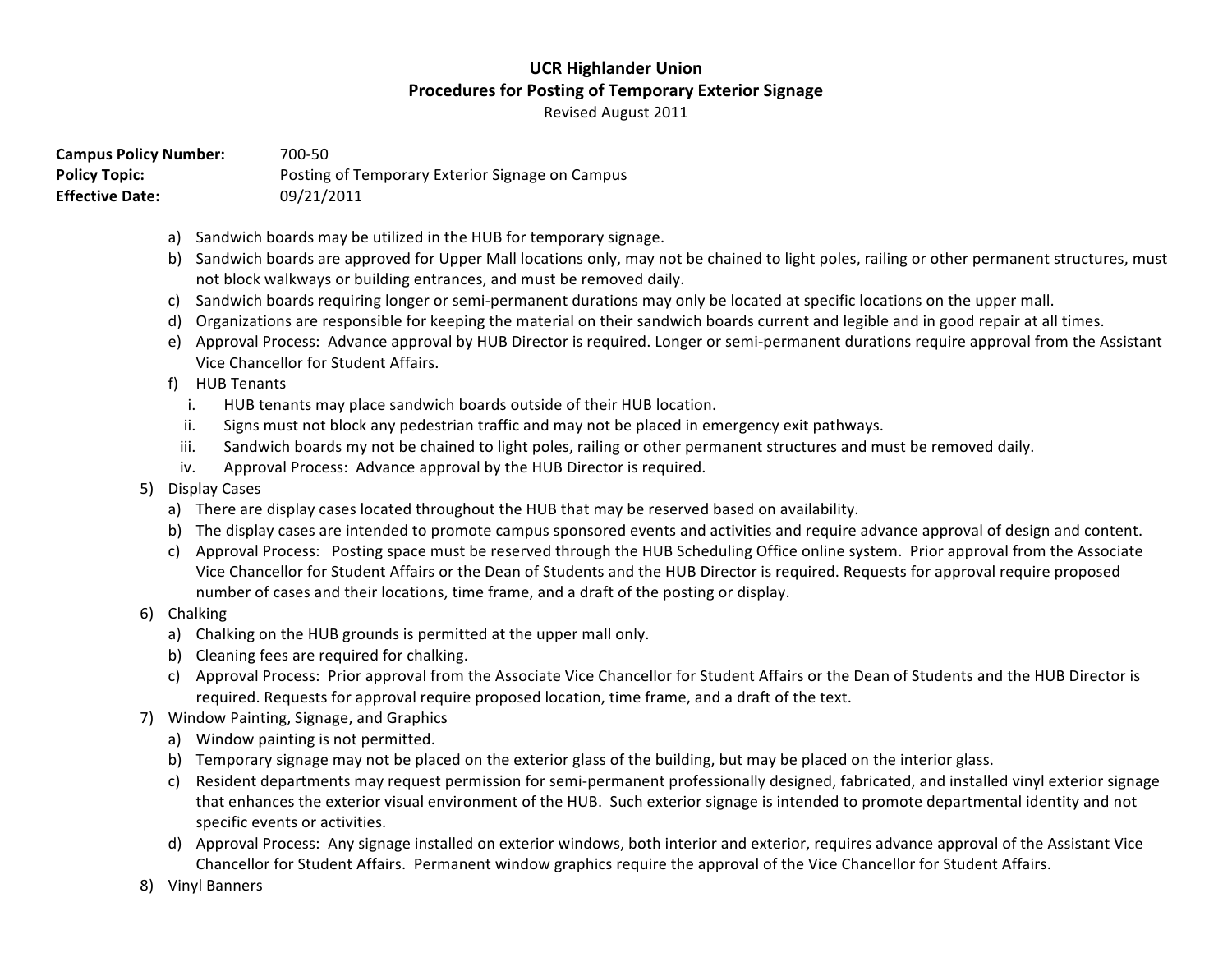**UCR Highlander Union**
**Procedures for Posting of Temporary Exterior Signage**
Revised August 2011

**Campus Policy Number:** 700-50
**Policy Topic:** Posting of Temporary Exterior Signage on Campus
**Effective Date:** 09/21/2011

a) Sandwich boards may be utilized in the HUB for temporary signage.
b) Sandwich boards are approved for Upper Mall locations only, may not be chained to light poles, railing or other permanent structures, must not block walkways or building entrances, and must be removed daily.
c) Sandwich boards requiring longer or semi-permanent durations may only be located at specific locations on the upper mall.
d) Organizations are responsible for keeping the material on their sandwich boards current and legible and in good repair at all times.
e) Approval Process: Advance approval by HUB Director is required. Longer or semi-permanent durations require approval from the Assistant Vice Chancellor for Student Affairs.
f) HUB Tenants
   i. HUB tenants may place sandwich boards outside of their HUB location.
   ii. Signs must not block any pedestrian traffic and may not be placed in emergency exit pathways.
   iii. Sandwich boards my not be chained to light poles, railing or other permanent structures and must be removed daily.
   iv. Approval Process: Advance approval by the HUB Director is required.

5) Display Cases
   a) There are display cases located throughout the HUB that may be reserved based on availability.
   b) The display cases are intended to promote campus sponsored events and activities and require advance approval of design and content.
   c) Approval Process: Posting space must be reserved through the HUB Scheduling Office online system. Prior approval from the Associate Vice Chancellor for Student Affairs or the Dean of Students and the HUB Director is required. Requests for approval require proposed number of cases and their locations, time frame, and a draft of the posting or display.
6) Chalking
   a) Chalking on the HUB grounds is permitted at the upper mall only.
   b) Cleaning fees are required for chalking.
   c) Approval Process: Prior approval from the Associate Vice Chancellor for Student Affairs or the Dean of Students and the HUB Director is required. Requests for approval require proposed location, time frame, and a draft of the text.
7) Window Painting, Signage, and Graphics
   a) Window painting is not permitted.
   b) Temporary signage may not be placed on the exterior glass of the building, but may be placed on the interior glass.
   c) Resident departments may request permission for semi-permanent professionally designed, fabricated, and installed vinyl exterior signage that enhances the exterior visual environment of the HUB. Such exterior signage is intended to promote departmental identity and not specific events or activities.
   d) Approval Process: Any signage installed on exterior windows, both interior and exterior, requires advance approval of the Assistant Vice Chancellor for Student Affairs. Permanent window graphics require the approval of the Vice Chancellor for Student Affairs.
8) Vinyl Banners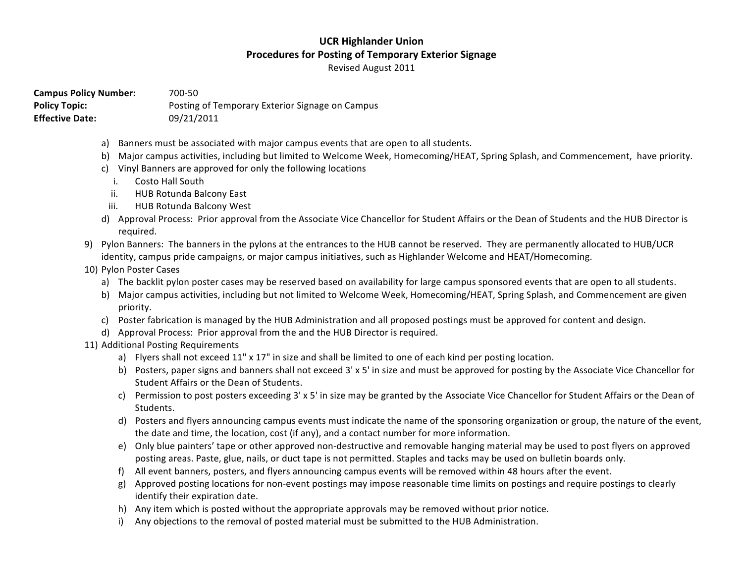**UCR Highlander Union**
**Procedures for Posting of Temporary Exterior Signage**
Revised August 2011

**Campus Policy Number:** 700-50
**Policy Topic:** Posting of Temporary Exterior Signage on Campus
**Effective Date:** 09/21/2011

a) Banners must be associated with major campus events that are open to all students.
b) Major campus activities, including but limited to Welcome Week, Homecoming/HEAT, Spring Splash, and Commencement, have priority.
c) Vinyl Banners are approved for only the following locations
   i. Costo Hall South
   ii. HUB Rotunda Balcony East
   iii. HUB Rotunda Balcony West
d) Approval Process: Prior approval from the Associate Vice Chancellor for Student Affairs or the Dean of Students and the HUB Director is required.

9) Pylon Banners: The banners in the pylons at the entrances to the HUB cannot be reserved. They are permanently allocated to HUB/UCR identity, campus pride campaigns, or major campus initiatives, such as Highlander Welcome and HEAT/Homecoming.

10) Pylon Poster Cases
   a) The backlit pylon poster cases may be reserved based on availability for large campus sponsored events that are open to all students.
   b) Major campus activities, including but not limited to Welcome Week, Homecoming/HEAT, Spring Splash, and Commencement are given priority.
   c) Poster fabrication is managed by the HUB Administration and all proposed postings must be approved for content and design.
   d) Approval Process: Prior approval from the and the HUB Director is required.

11) Additional Posting Requirements
   a) Flyers shall not exceed 11" x 17" in size and shall be limited to one of each kind per posting location.
   b) Posters, paper signs and banners shall not exceed 3' x 5' in size and must be approved for posting by the Associate Vice Chancellor for Student Affairs or the Dean of Students.
   c) Permission to post posters exceeding 3' x 5' in size may be granted by the Associate Vice Chancellor for Student Affairs or the Dean of Students.
   d) Posters and flyers announcing campus events must indicate the name of the sponsoring organization or group, the nature of the event, the date and time, the location, cost (if any), and a contact number for more information.
   e) Only blue painters' tape or other approved non-destructive and removable hanging material may be used to post flyers on approved posting areas. Paste, glue, nails, or duct tape is not permitted. Staples and tacks may be used on bulletin boards only.
   f) All event banners, posters, and flyers announcing campus events will be removed within 48 hours after the event.
   g) Approved posting locations for non-event postings may impose reasonable time limits on postings and require postings to clearly identify their expiration date.
   h) Any item which is posted without the appropriate approvals may be removed without prior notice.
   i) Any objections to the removal of posted material must be submitted to the HUB Administration.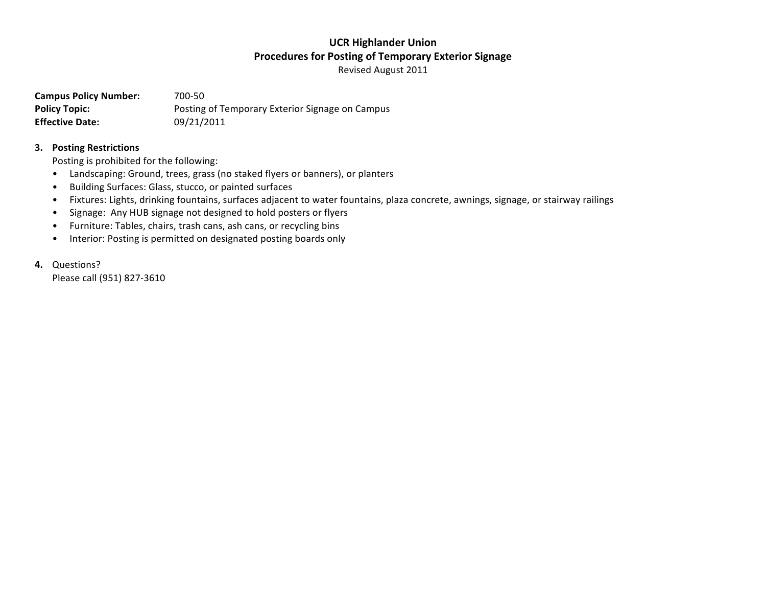**UCR Highlander Union**
**Procedures for Posting of Temporary Exterior Signage**
Revised August 2011

| | |
|---|---|
| **Campus Policy Number:** | 700-50 |
| **Policy Topic:** | Posting of Temporary Exterior Signage on Campus |
| **Effective Date:** | 09/21/2011 |

**3. Posting Restrictions**

Posting is prohibited for the following:

- Landscaping: Ground, trees, grass (no staked flyers or banners), or planters
- Building Surfaces: Glass, stucco, or painted surfaces
- Fixtures: Lights, drinking fountains, surfaces adjacent to water fountains, plaza concrete, awnings, signage, or stairway railings
- Signage: Any HUB signage not designed to hold posters or flyers
- Furniture: Tables, chairs, trash cans, ash cans, or recycling bins
- Interior: Posting is permitted on designated posting boards only

**4.** Questions?

Please call (951) 827-3610